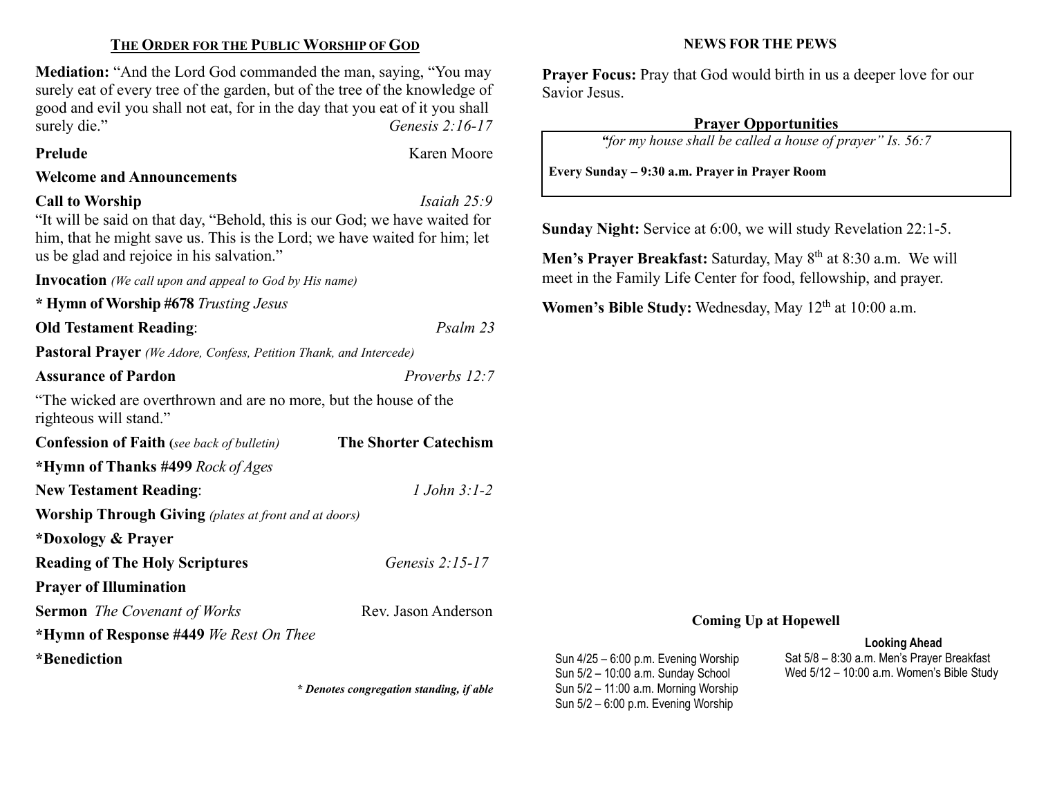## THE ORDER FOR THE PUBLIC WORSHIP OF GOD

**Mediation:** "And the Lord God commanded the man, saying, "You may surely eat of every tree of the garden, but of the tree of the knowledge of good and evil you shall not eat, for in the day that you eat of it you shall surely die." *Genesis 2:16-17*

**Prelude** Karen Moore

**Welcome and Announcements**

**Call to Worship** *Isaiah 25:9*

"It will be said on that day, "Behold, this is our God; we have waited for him, that he might save us. This is the Lord; we have waited for him; let us be glad and rejoice in his salvation."

**Invocation** *(We call upon and appeal to God by His name)*

**\* Hymn of Worship #678** *Trusting Jesus*

**Old Testament Reading**: *Psalm 23*

**Pastoral Prayer** *(We Adore, Confess, Petition Thank, and Intercede)*

**Assurance of Pardon** *Proverbs 12:7*

"The wicked are overthrown and are no more, but the house of the righteous will stand."

**Confession of Faith (***see back of bulletin***)** **The Shorter Catechism**

**\*Hymn of Thanks #499** *Rock of Ages*

**New Testament Reading**: *1 John 3:1-2*

**Worship Through Giving** *(plates at front and at doors)*

**\*Doxology & Prayer**

**Reading of The Holy Scriptures** *Genesis 2:15-17*

**Prayer of Illumination**

**Sermon** *The Covenant of Works* Rev. Jason Anderson

**\*Hymn of Response #449** *We Rest On Thee*

**\*Benediction**

***\* Denotes congregation standing, if able***

## NEWS FOR THE PEWS

**Prayer Focus:** Pray that God would birth in us a deeper love for our Savior Jesus.

### Prayer Opportunities

*"for my house shall be called a house of prayer" Is. 56:7*

**Every Sunday – 9:30 a.m. Prayer in Prayer Room**

**Sunday Night:** Service at 6:00, we will study Revelation 22:1-5.

**Men's Prayer Breakfast:** Saturday, May 8th at 8:30 a.m. We will meet in the Family Life Center for food, fellowship, and prayer.

**Women's Bible Study:** Wednesday, May 12th at 10:00 a.m.

### Coming Up at Hopewell

Sun 4/25 – 6:00 p.m. Evening Worship
Sun 5/2 – 10:00 a.m. Sunday School
Sun 5/2 – 11:00 a.m. Morning Worship
Sun 5/2 – 6:00 p.m. Evening Worship

**Looking Ahead**

Sat 5/8 – 8:30 a.m. Men's Prayer Breakfast
Wed 5/12 – 10:00 a.m. Women's Bible Study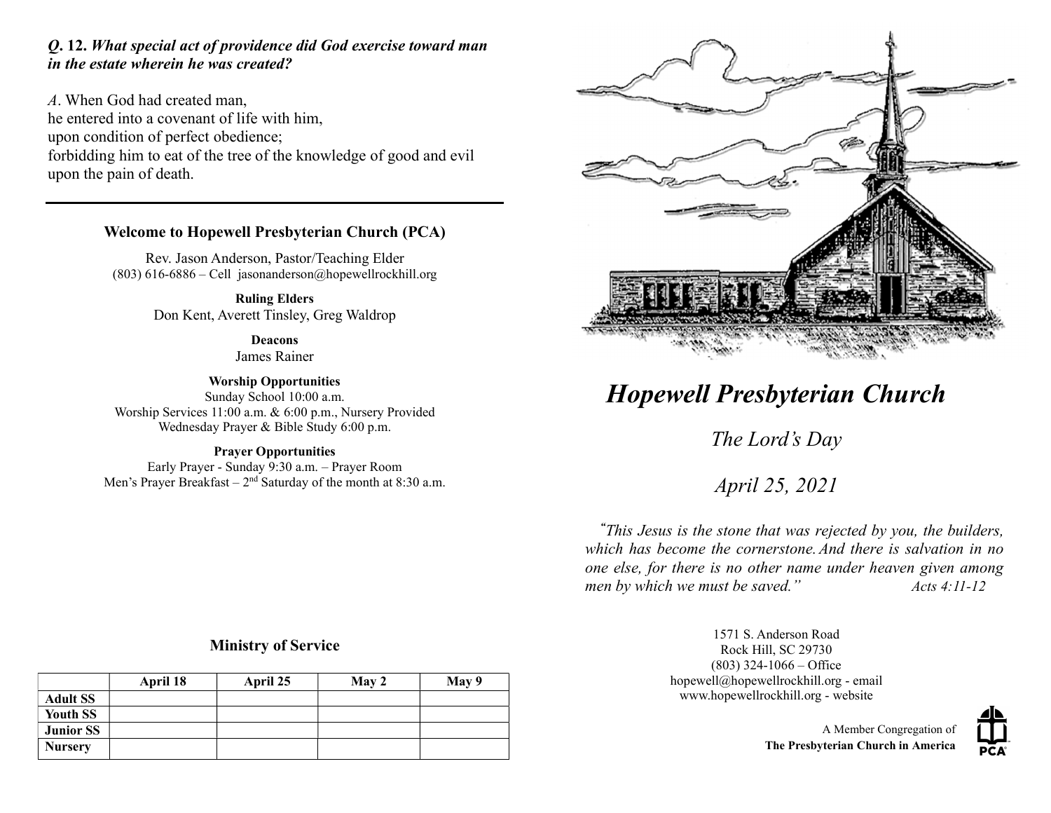***Q*. 12. *What special act of providence did God exercise toward man in the estate wherein he was created?***

*A*. When God had created man,
he entered into a covenant of life with him,
upon condition of perfect obedience;
forbidding him to eat of the tree of the knowledge of good and evil
upon the pain of death.

---

**Welcome to Hopewell Presbyterian Church (PCA)**

Rev. Jason Anderson, Pastor/Teaching Elder
(803) 616-6886 – Cell jasonanderson@hopewellrockhill.org

**Ruling Elders**
Don Kent, Averett Tinsley, Greg Waldrop

**Deacons**
James Rainer

**Worship Opportunities**
Sunday School 10:00 a.m.
Worship Services 11:00 a.m. & 6:00 p.m., Nursery Provided
Wednesday Prayer & Bible Study 6:00 p.m.

**Prayer Opportunities**
Early Prayer - Sunday 9:30 a.m. – Prayer Room
Men's Prayer Breakfast – 2nd Saturday of the month at 8:30 a.m.

**Ministry of Service**

| | April 18 | April 25 | May 2 | May 9 |
|---|---|---|---|---|
| **Adult SS** | | | | |
| **Youth SS** | | | | |
| **Junior SS** | | | | |
| **Nursery** | | | | |

# *Hopewell Presbyterian Church*

*The Lord's Day*

*April 25, 2021*

*"This Jesus is the stone that was rejected by you, the builders, which has become the cornerstone. And there is salvation in no one else, for there is no other name under heaven given among men by which we must be saved."* *Acts 4:11-12*

1571 S. Anderson Road
Rock Hill, SC 29730
(803) 324-1066 – Office
hopewell@hopewellrockhill.org - email
www.hopewellrockhill.org - website

A Member Congregation of
**The Presbyterian Church in America**